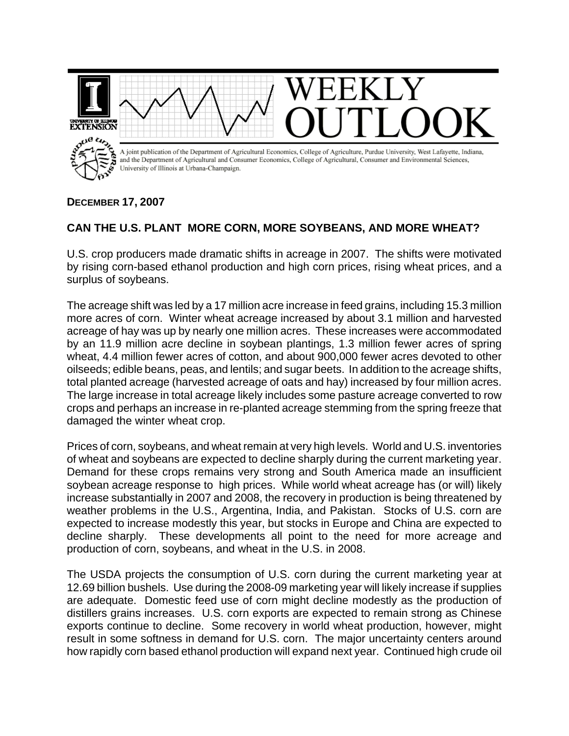# WEEKLY OUTLOOK

A joint publication of the Department of Agricultural Economics, College of Agriculture, Purdue University, West Lafayette, Indiana, and the Department of Agricultural and Consumer Economics, College of Agricultural, Consumer and Environmental Sciences, University of Illinois at Urbana-Champaign.

**DECEMBER 17, 2007**

## CAN THE U.S. PLANT MORE CORN, MORE SOYBEANS, AND MORE WHEAT?

U.S. crop producers made dramatic shifts in acreage in 2007. The shifts were motivated by rising corn-based ethanol production and high corn prices, rising wheat prices, and a surplus of soybeans.

The acreage shift was led by a 17 million acre increase in feed grains, including 15.3 million more acres of corn. Winter wheat acreage increased by about 3.1 million and harvested acreage of hay was up by nearly one million acres. These increases were accommodated by an 11.9 million acre decline in soybean plantings, 1.3 million fewer acres of spring wheat, 4.4 million fewer acres of cotton, and about 900,000 fewer acres devoted to other oilseeds; edible beans, peas, and lentils; and sugar beets. In addition to the acreage shifts, total planted acreage (harvested acreage of oats and hay) increased by four million acres. The large increase in total acreage likely includes some pasture acreage converted to row crops and perhaps an increase in re-planted acreage stemming from the spring freeze that damaged the winter wheat crop.

Prices of corn, soybeans, and wheat remain at very high levels. World and U.S. inventories of wheat and soybeans are expected to decline sharply during the current marketing year. Demand for these crops remains very strong and South America made an insufficient soybean acreage response to high prices. While world wheat acreage has (or will) likely increase substantially in 2007 and 2008, the recovery in production is being threatened by weather problems in the U.S., Argentina, India, and Pakistan. Stocks of U.S. corn are expected to increase modestly this year, but stocks in Europe and China are expected to decline sharply. These developments all point to the need for more acreage and production of corn, soybeans, and wheat in the U.S. in 2008.

The USDA projects the consumption of U.S. corn during the current marketing year at 12.69 billion bushels. Use during the 2008-09 marketing year will likely increase if supplies are adequate. Domestic feed use of corn might decline modestly as the production of distillers grains increases. U.S. corn exports are expected to remain strong as Chinese exports continue to decline. Some recovery in world wheat production, however, might result in some softness in demand for U.S. corn. The major uncertainty centers around how rapidly corn based ethanol production will expand next year. Continued high crude oil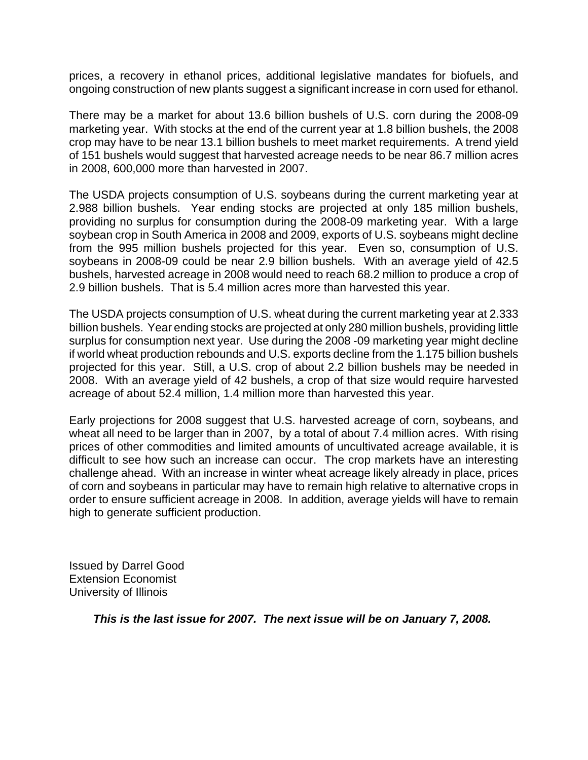prices, a recovery in ethanol prices, additional legislative mandates for biofuels, and ongoing construction of new plants suggest a significant increase in corn used for ethanol.

There may be a market for about 13.6 billion bushels of U.S. corn during the 2008-09 marketing year. With stocks at the end of the current year at 1.8 billion bushels, the 2008 crop may have to be near 13.1 billion bushels to meet market requirements. A trend yield of 151 bushels would suggest that harvested acreage needs to be near 86.7 million acres in 2008, 600,000 more than harvested in 2007.

The USDA projects consumption of U.S. soybeans during the current marketing year at 2.988 billion bushels. Year ending stocks are projected at only 185 million bushels, providing no surplus for consumption during the 2008-09 marketing year. With a large soybean crop in South America in 2008 and 2009, exports of U.S. soybeans might decline from the 995 million bushels projected for this year. Even so, consumption of U.S. soybeans in 2008-09 could be near 2.9 billion bushels. With an average yield of 42.5 bushels, harvested acreage in 2008 would need to reach 68.2 million to produce a crop of 2.9 billion bushels. That is 5.4 million acres more than harvested this year.

The USDA projects consumption of U.S. wheat during the current marketing year at 2.333 billion bushels. Year ending stocks are projected at only 280 million bushels, providing little surplus for consumption next year. Use during the 2008 -09 marketing year might decline if world wheat production rebounds and U.S. exports decline from the 1.175 billion bushels projected for this year. Still, a U.S. crop of about 2.2 billion bushels may be needed in 2008. With an average yield of 42 bushels, a crop of that size would require harvested acreage of about 52.4 million, 1.4 million more than harvested this year.

Early projections for 2008 suggest that U.S. harvested acreage of corn, soybeans, and wheat all need to be larger than in 2007, by a total of about 7.4 million acres. With rising prices of other commodities and limited amounts of uncultivated acreage available, it is difficult to see how such an increase can occur. The crop markets have an interesting challenge ahead. With an increase in winter wheat acreage likely already in place, prices of corn and soybeans in particular may have to remain high relative to alternative crops in order to ensure sufficient acreage in 2008. In addition, average yields will have to remain high to generate sufficient production.

Issued by Darrel Good
Extension Economist
University of Illinois

***This is the last issue for 2007. The next issue will be on January 7, 2008.***